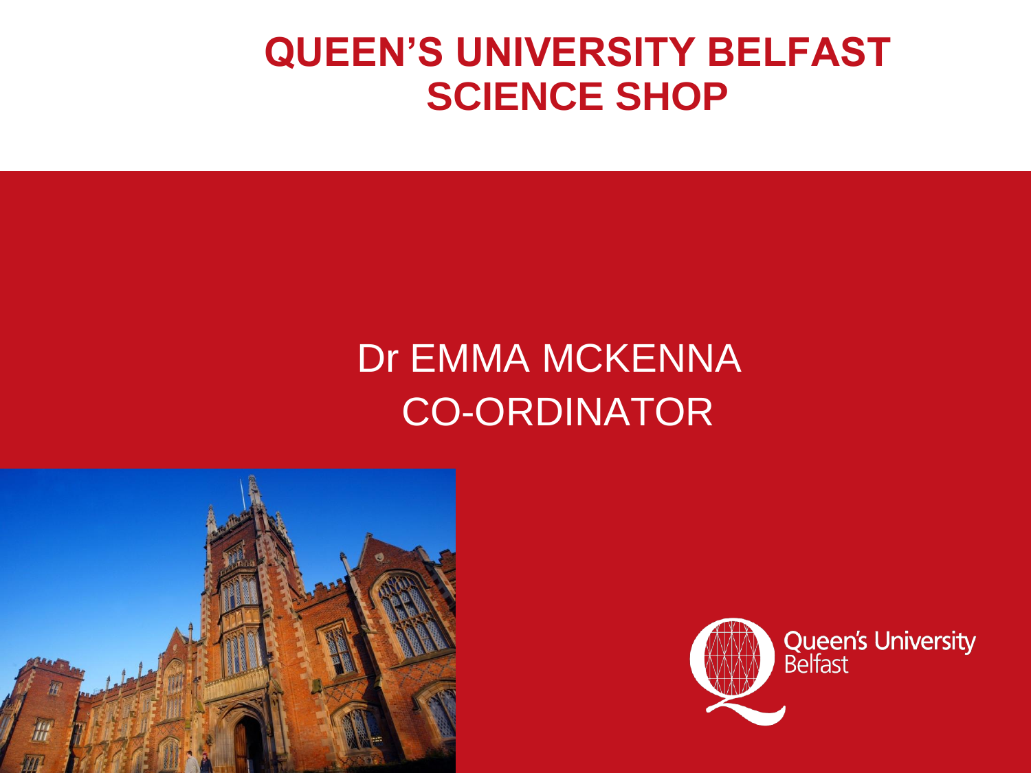# QUEEN'S UNIVERSITY BELFAST
# SCIENCE SHOP

Dr EMMA MCKENNA

CO-ORDINATOR

Queen's University Belfast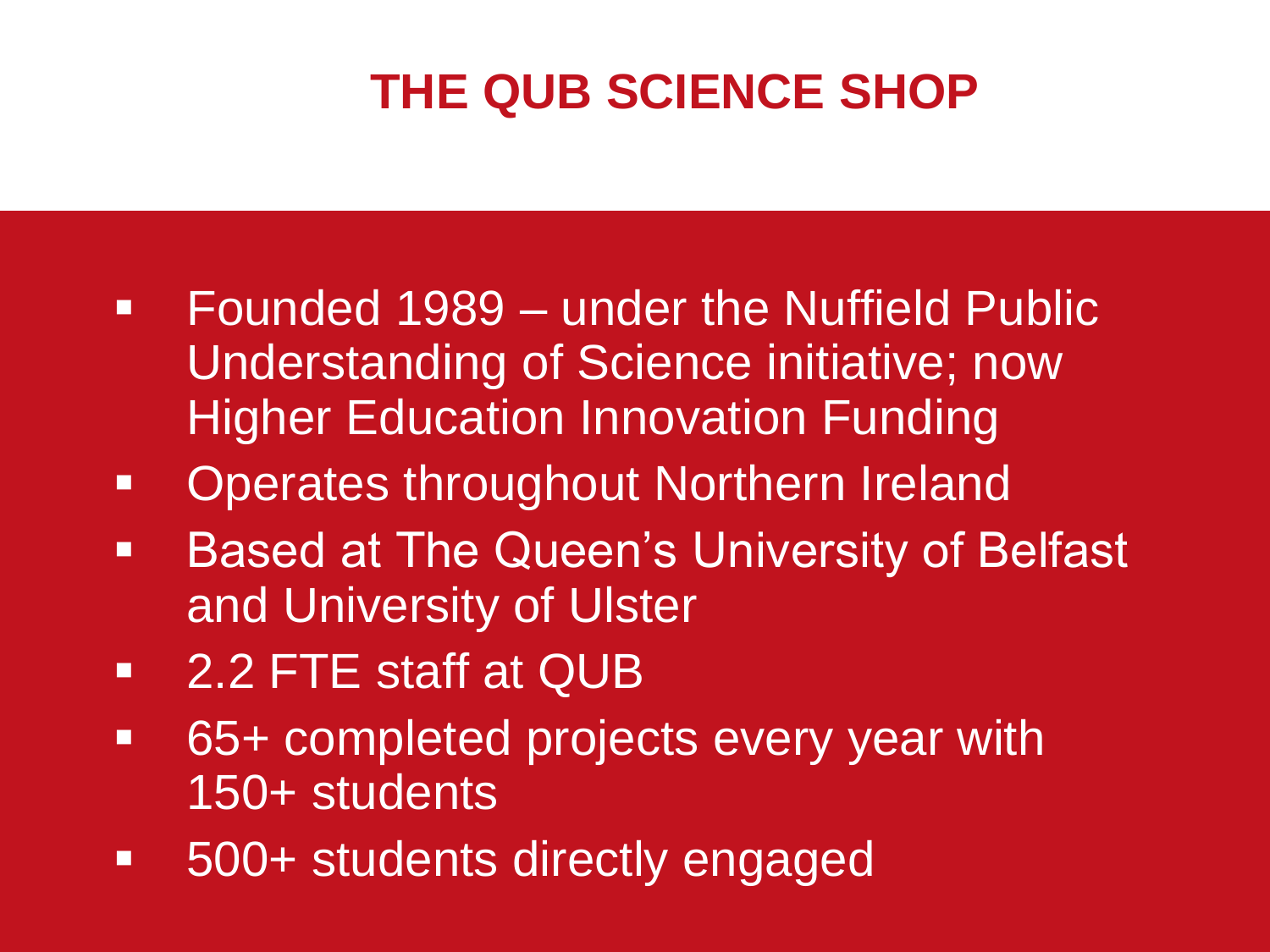# THE QUB SCIENCE SHOP

- Founded 1989 – under the Nuffield Public Understanding of Science initiative; now Higher Education Innovation Funding
- Operates throughout Northern Ireland
- Based at The Queen's University of Belfast and University of Ulster
- 2.2 FTE staff at QUB
- 65+ completed projects every year with 150+ students
- 500+ students directly engaged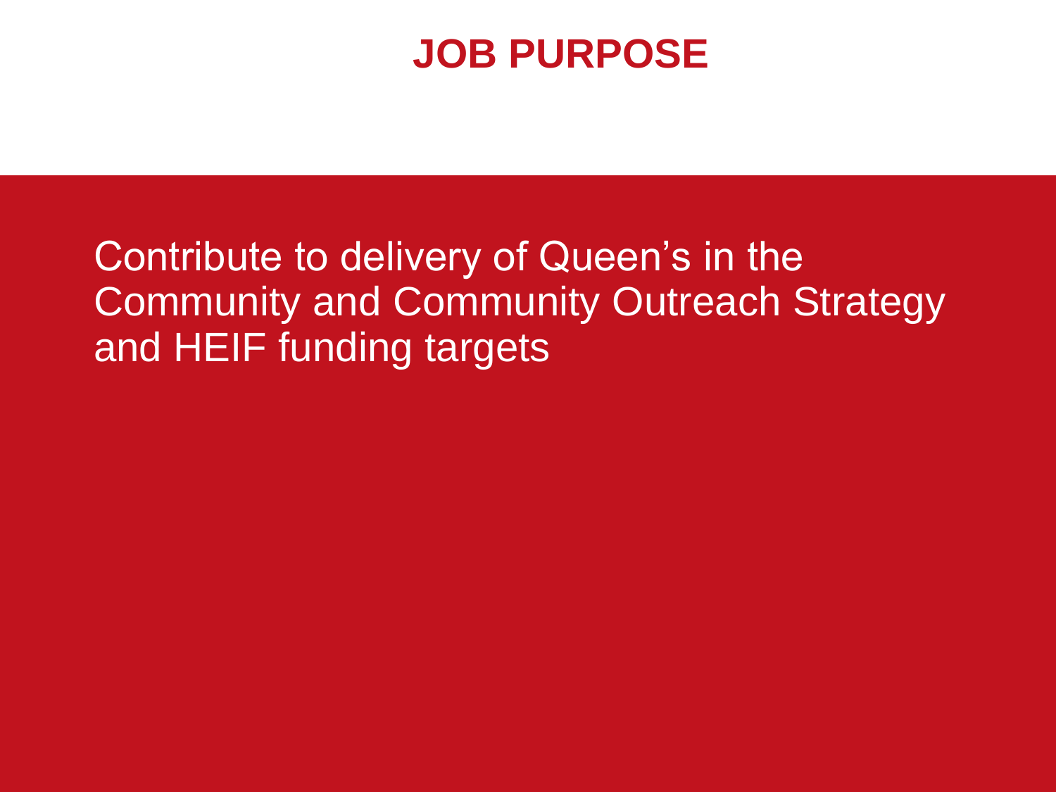# JOB PURPOSE

Contribute to delivery of Queen's in the Community and Community Outreach Strategy and HEIF funding targets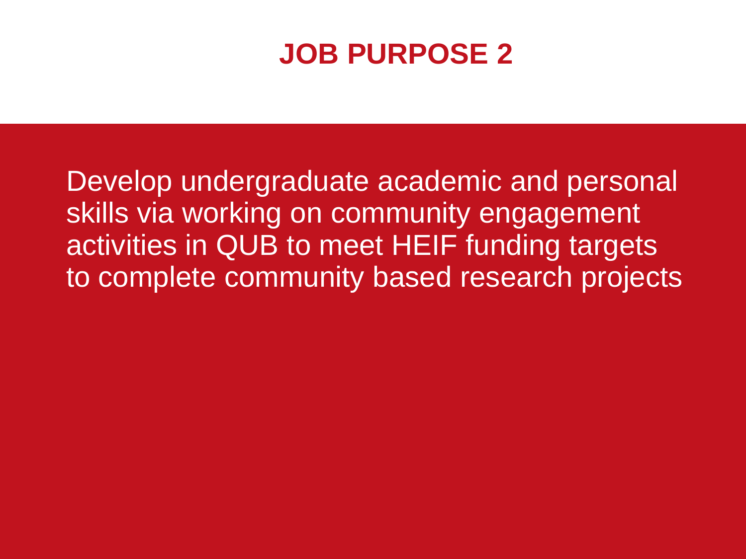# JOB PURPOSE 2

Develop undergraduate academic and personal skills via working on community engagement activities in QUB to meet HEIF funding targets to complete community based research projects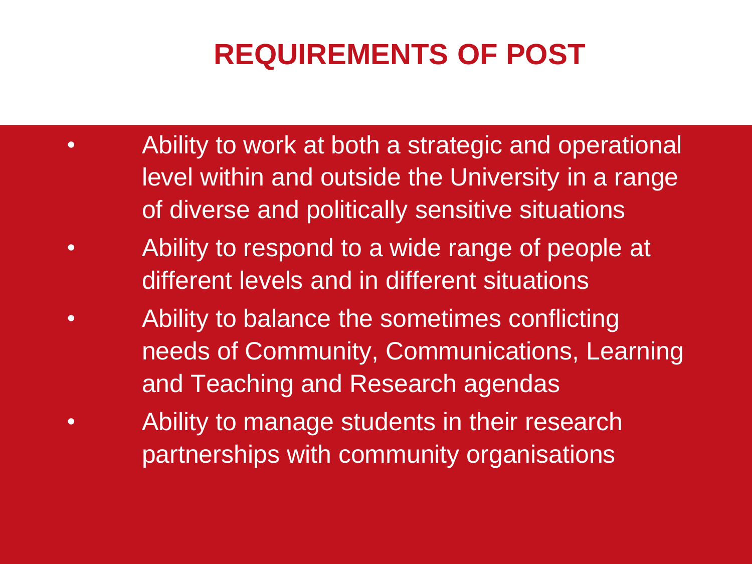# REQUIREMENTS OF POST

- Ability to work at both a strategic and operational level within and outside the University in a range of diverse and politically sensitive situations
- Ability to respond to a wide range of people at different levels and in different situations
- Ability to balance the sometimes conflicting needs of Community, Communications, Learning and Teaching and Research agendas
- Ability to manage students in their research partnerships with community organisations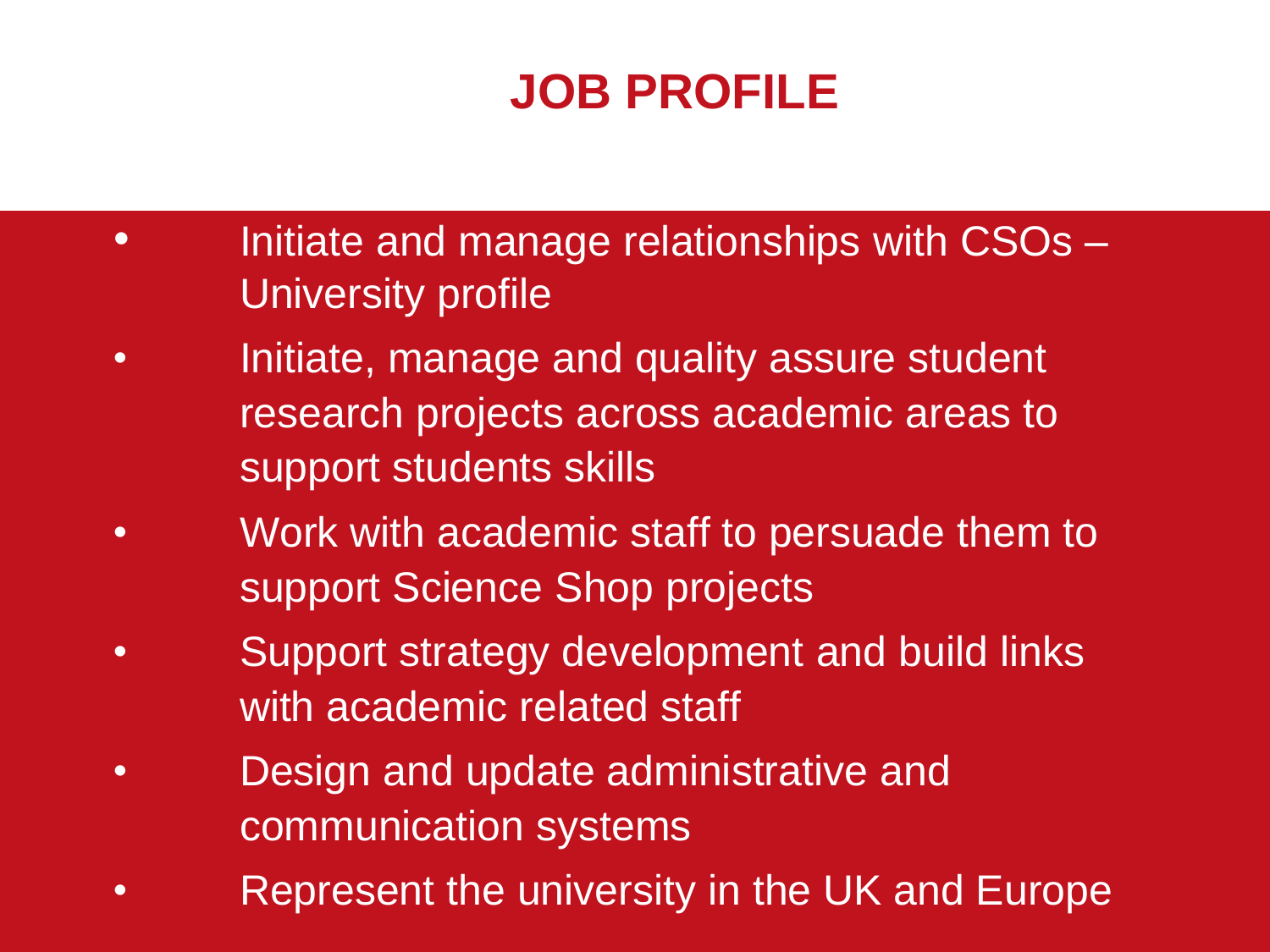# JOB PROFILE

- Initiate and manage relationships with CSOs – University profile
- Initiate, manage and quality assure student research projects across academic areas to support students skills
- Work with academic staff to persuade them to support Science Shop projects
- Support strategy development and build links with academic related staff
- Design and update administrative and communication systems
- Represent the university in the UK and Europe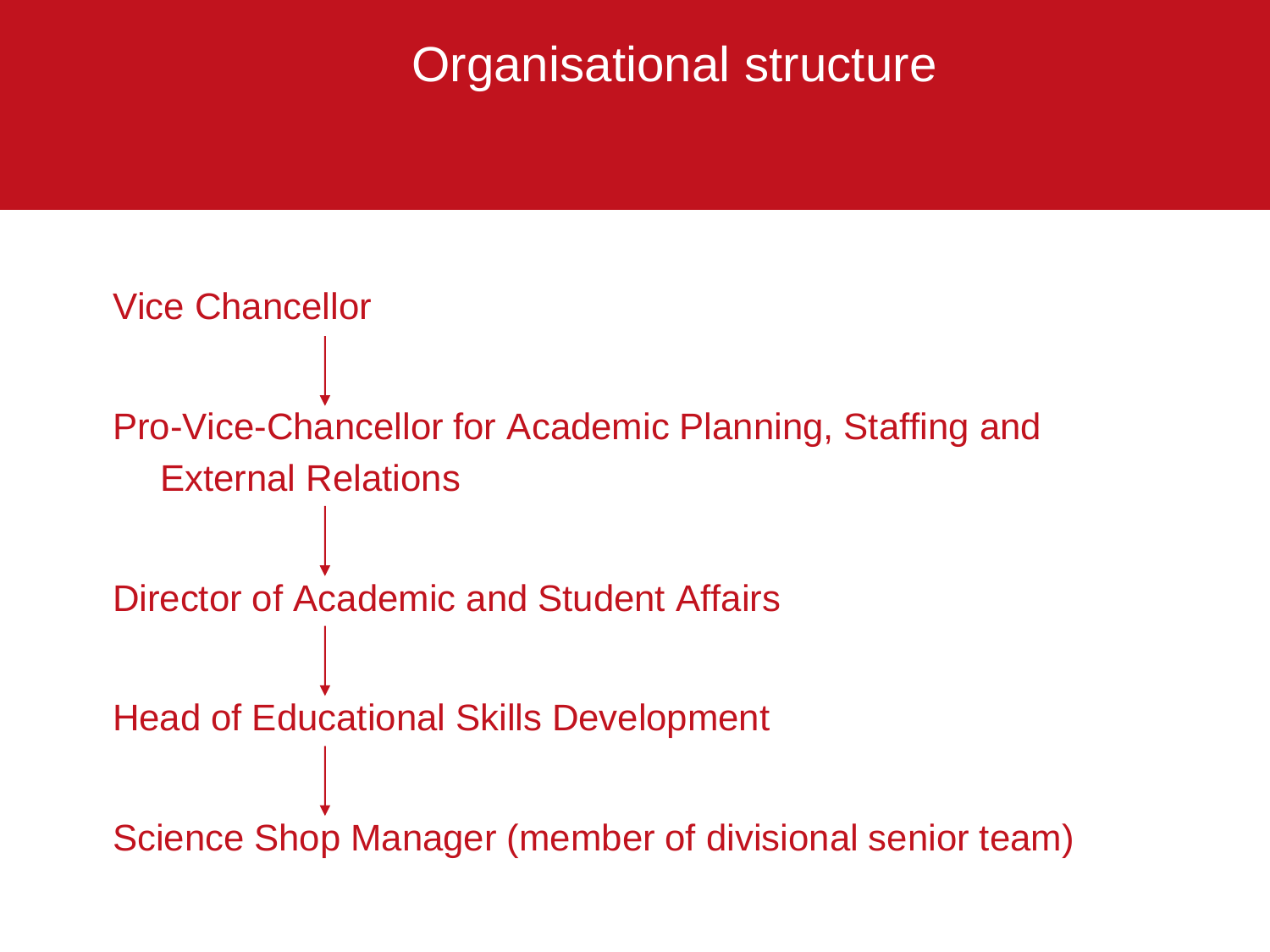# Organisational structure

Vice Chancellor

↓

Pro-Vice-Chancellor for Academic Planning, Staffing and External Relations

↓

Director of Academic and Student Affairs

↓

Head of Educational Skills Development

↓

Science Shop Manager (member of divisional senior team)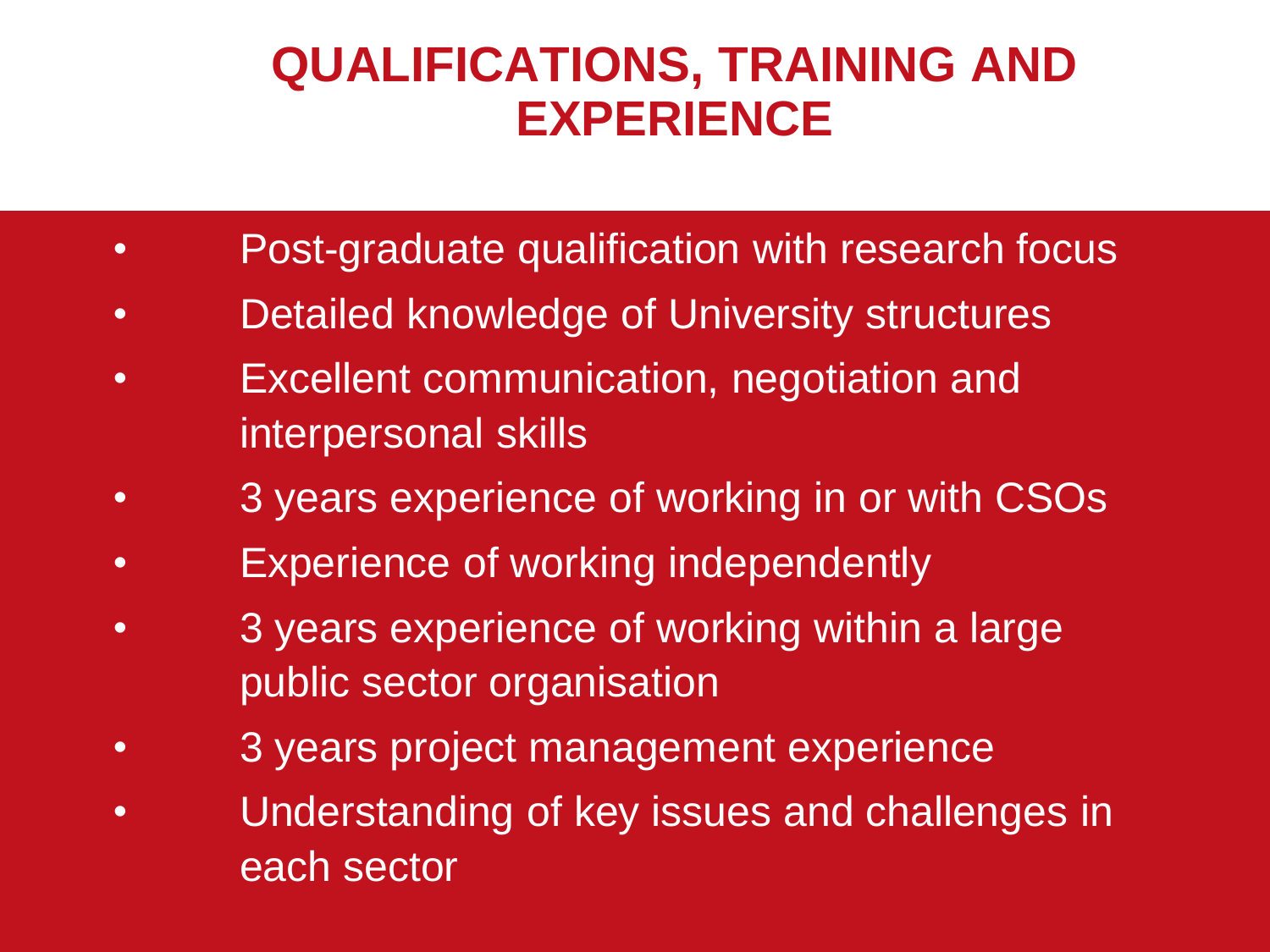# QUALIFICATIONS, TRAINING AND EXPERIENCE

- Post-graduate qualification with research focus
- Detailed knowledge of University structures
- Excellent communication, negotiation and interpersonal skills
- 3 years experience of working in or with CSOs
- Experience of working independently
- 3 years experience of working within a large public sector organisation
- 3 years project management experience
- Understanding of key issues and challenges in each sector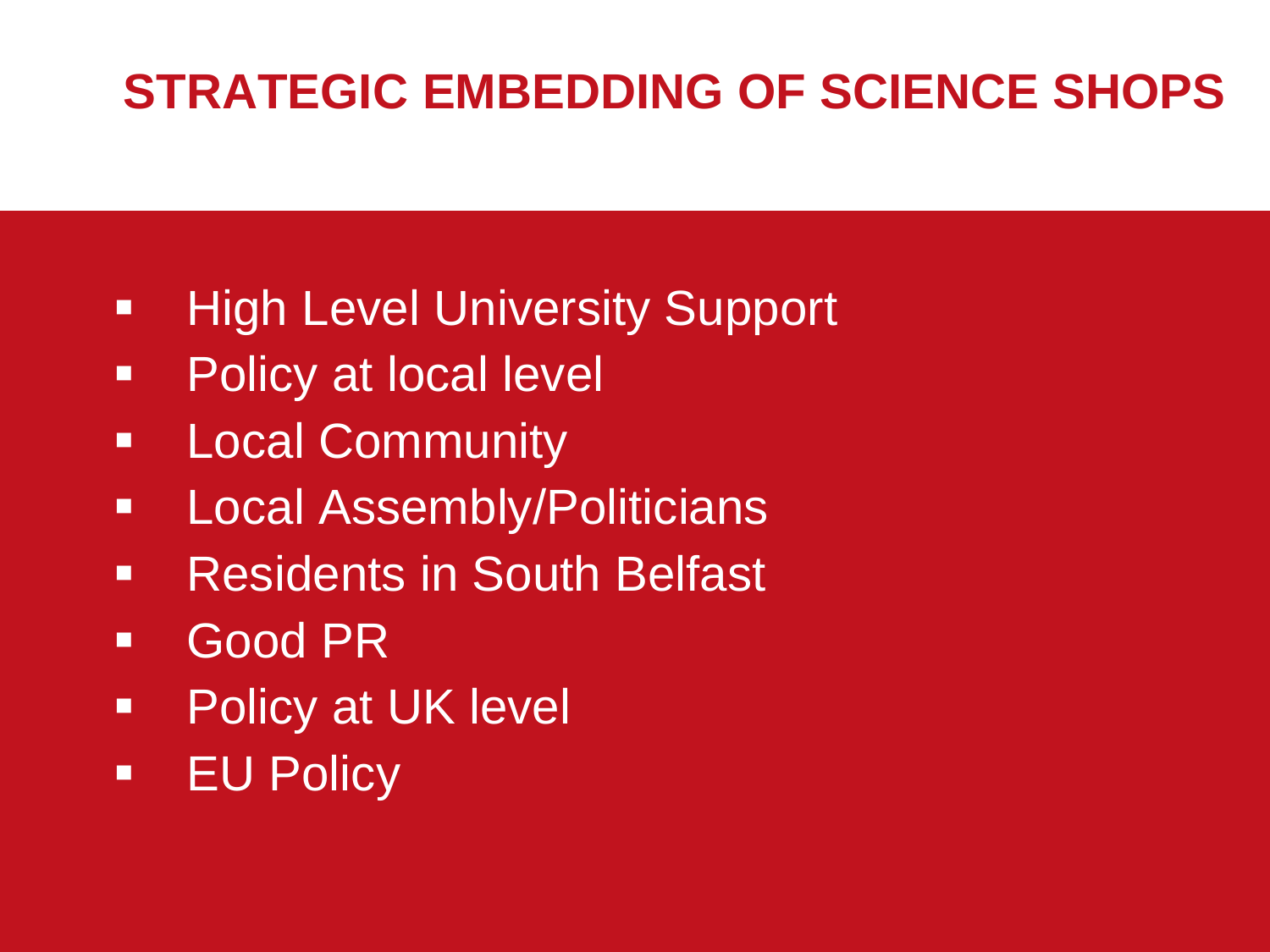# STRATEGIC EMBEDDING OF SCIENCE SHOPS

- High Level University Support
- Policy at local level
- Local Community
- Local Assembly/Politicians
- Residents in South Belfast
- Good PR
- Policy at UK level
- EU Policy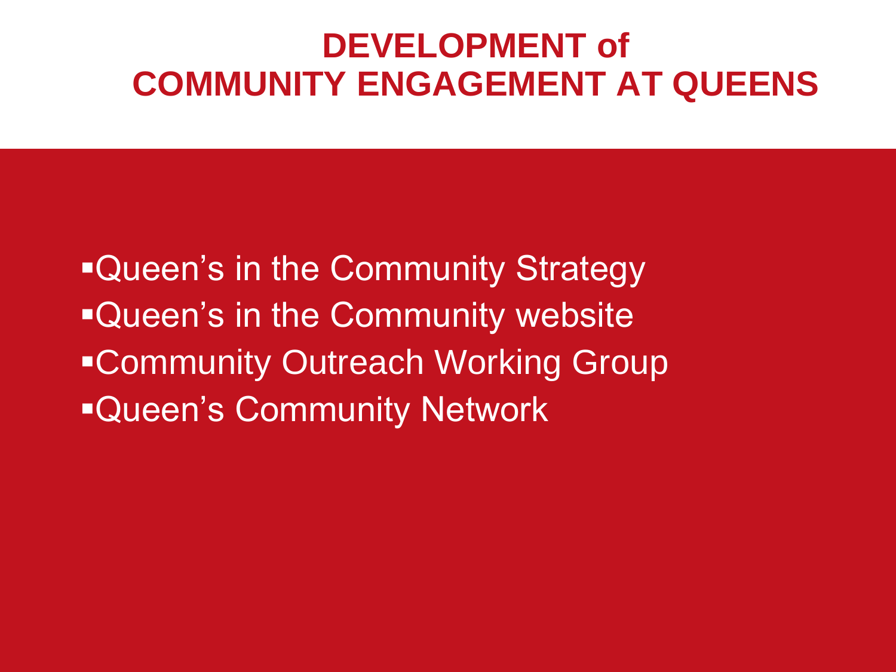# DEVELOPMENT of COMMUNITY ENGAGEMENT AT QUEENS

- Queen’s in the Community Strategy
- Queen’s in the Community website
- Community Outreach Working Group
- Queen’s Community Network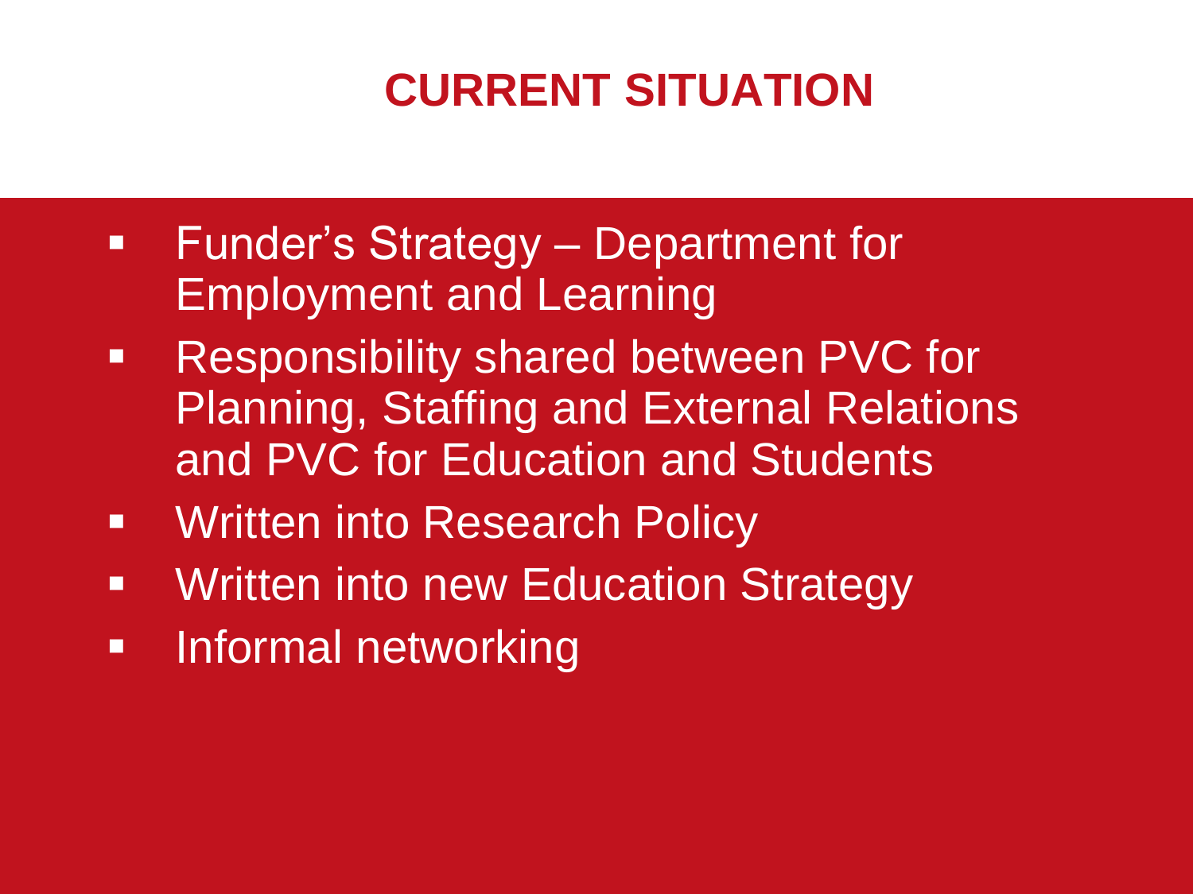# CURRENT SITUATION

- Funder's Strategy – Department for Employment and Learning
- Responsibility shared between PVC for Planning, Staffing and External Relations and PVC for Education and Students
- Written into Research Policy
- Written into new Education Strategy
- Informal networking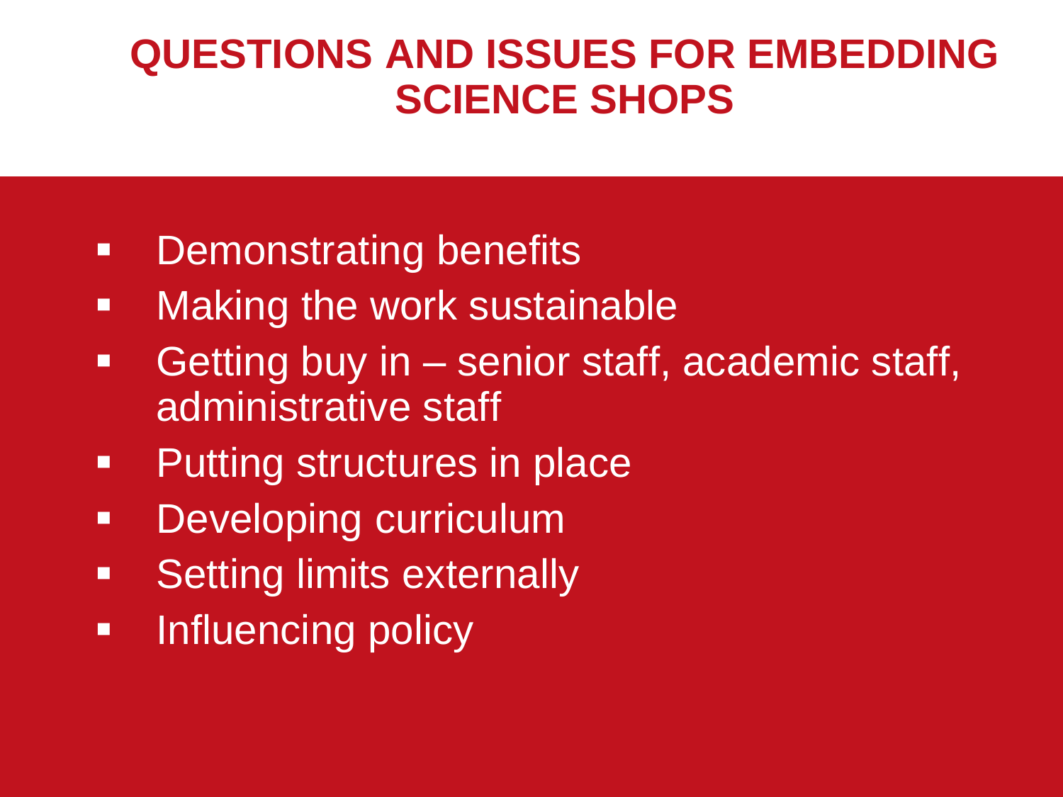# QUESTIONS AND ISSUES FOR EMBEDDING SCIENCE SHOPS

- Demonstrating benefits
- Making the work sustainable
- Getting buy in – senior staff, academic staff, administrative staff
- Putting structures in place
- Developing curriculum
- Setting limits externally
- Influencing policy